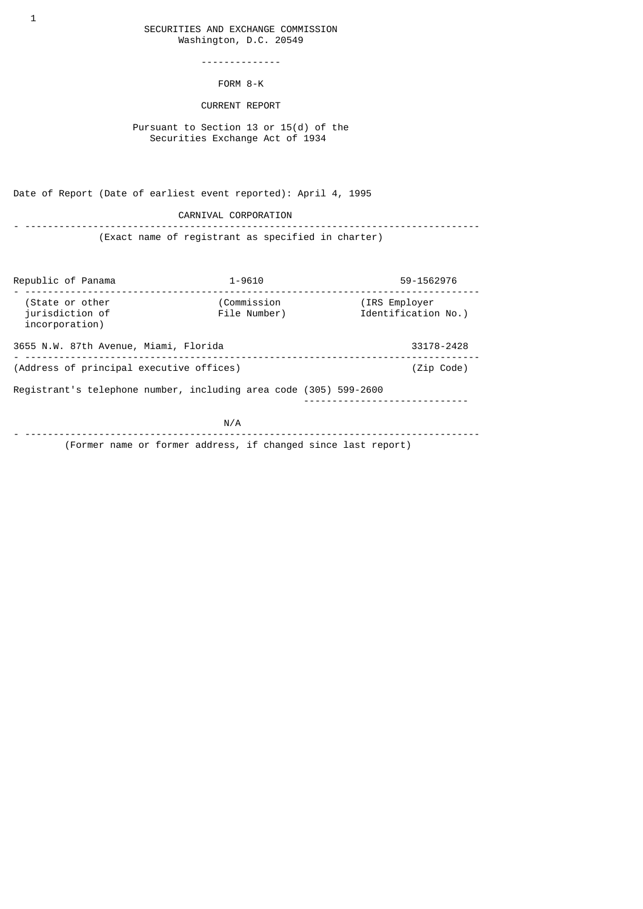# SECURITIES AND EXCHANGE COMMISSION

Washington, D.C. 20549

---

## FORM 8-K

### CURRENT REPORT

Pursuant to Section 13 or 15(d) of the Securities Exchange Act of 1934

Date of Report (Date of earliest event reported): April 4, 1995

**CARNIVAL CORPORATION**

(Exact name of registrant as specified in charter)

| Republic of Panama | 1-9610 | 59-1562976 |
|---|---|---|
| (State or other jurisdiction of incorporation) | (Commission File Number) | (IRS Employer Identification No.) |

| 3655 N.W. 87th Avenue, Miami, Florida | 33178-2428 |
|---|---|
| (Address of principal executive offices) | (Zip Code) |

Registrant's telephone number, including area code (305) 599-2600

N/A

(Former name or former address, if changed since last report)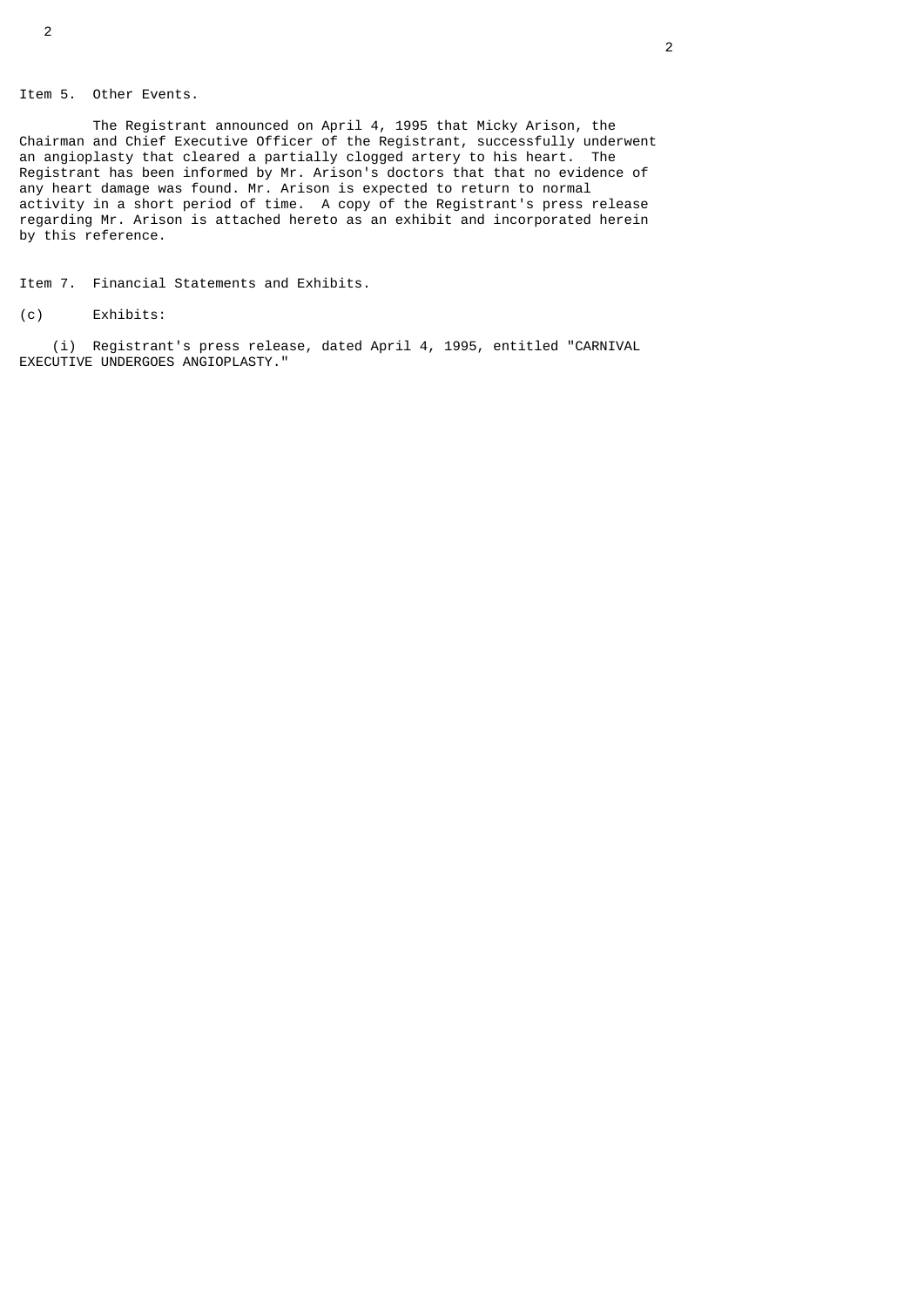Item 5. Other Events.

The Registrant announced on April 4, 1995 that Micky Arison, the Chairman and Chief Executive Officer of the Registrant, successfully underwent an angioplasty that cleared a partially clogged artery to his heart. The Registrant has been informed by Mr. Arison's doctors that that no evidence of any heart damage was found. Mr. Arison is expected to return to normal activity in a short period of time. A copy of the Registrant's press release regarding Mr. Arison is attached hereto as an exhibit and incorporated herein by this reference.

Item 7. Financial Statements and Exhibits.

(c) Exhibits:

(i) Registrant's press release, dated April 4, 1995, entitled "CARNIVAL EXECUTIVE UNDERGOES ANGIOPLASTY."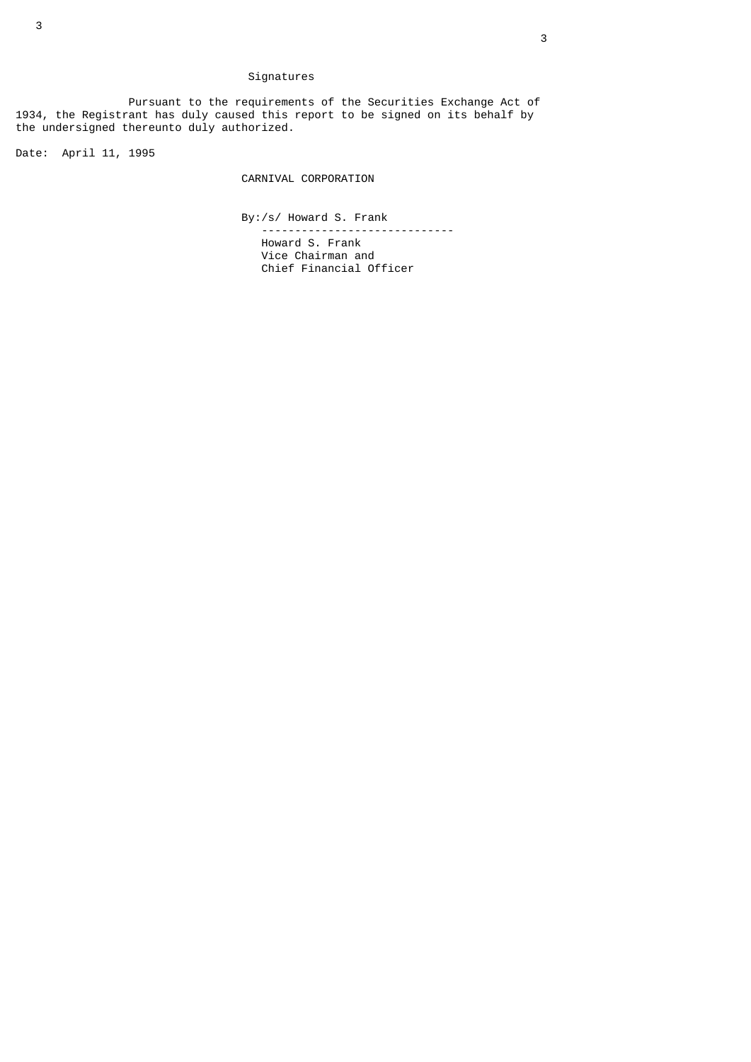## Signatures

Pursuant to the requirements of the Securities Exchange Act of 1934, the Registrant has duly caused this report to be signed on its behalf by the undersigned thereunto duly authorized.

Date: April 11, 1995

CARNIVAL CORPORATION

By:/s/ Howard S. Frank
-----------------------------
Howard S. Frank
Vice Chairman and
Chief Financial Officer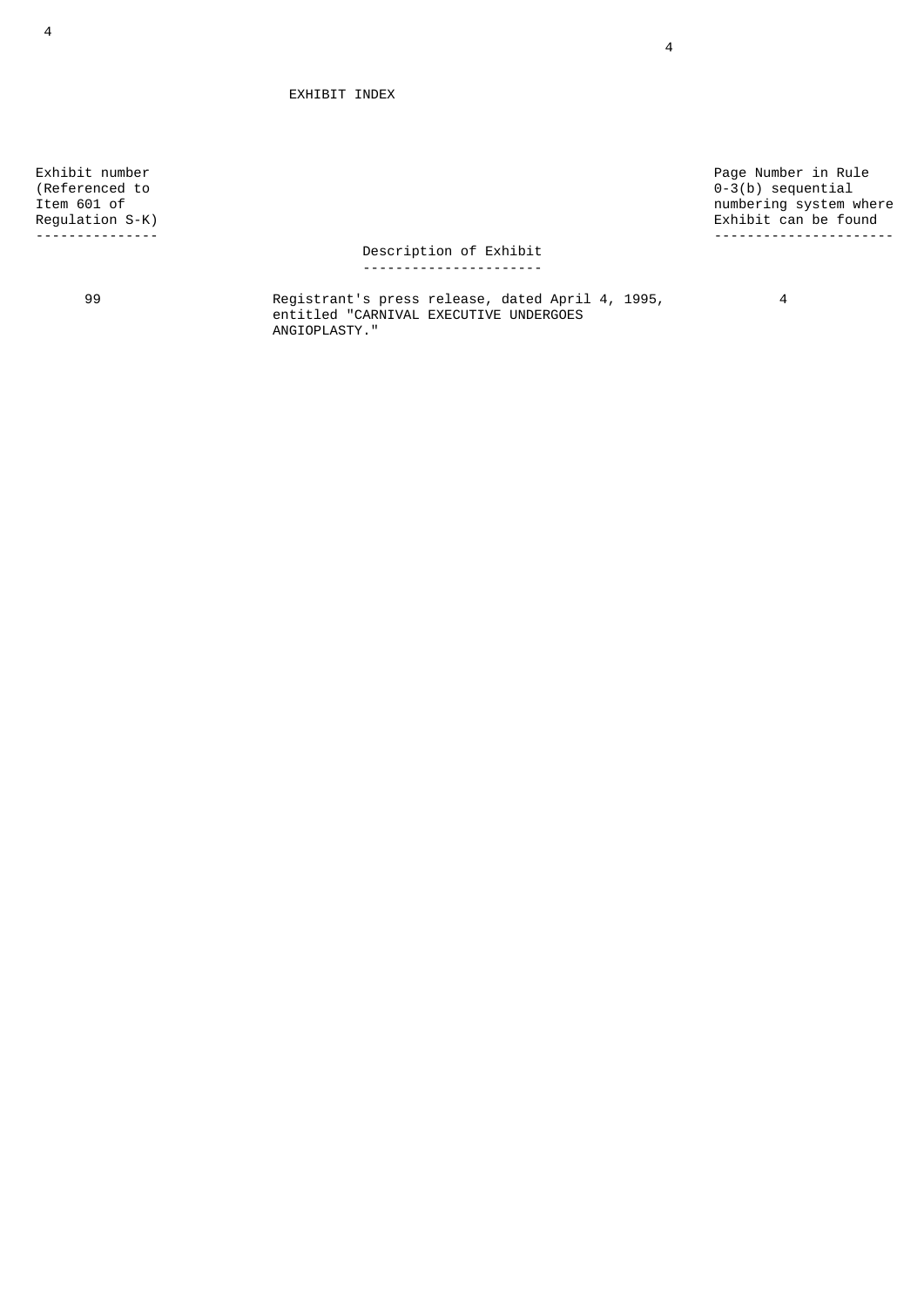# EXHIBIT INDEX

| Exhibit number (Referenced to Item 601 of Regulation S-K) | Description of Exhibit | Page Number in Rule 0-3(b) sequential numbering system where Exhibit can be found |
|---|---|---|
| 99 | Registrant's press release, dated April 4, 1995, entitled "CARNIVAL EXECUTIVE UNDERGOES ANGIOPLASTY." | 4 |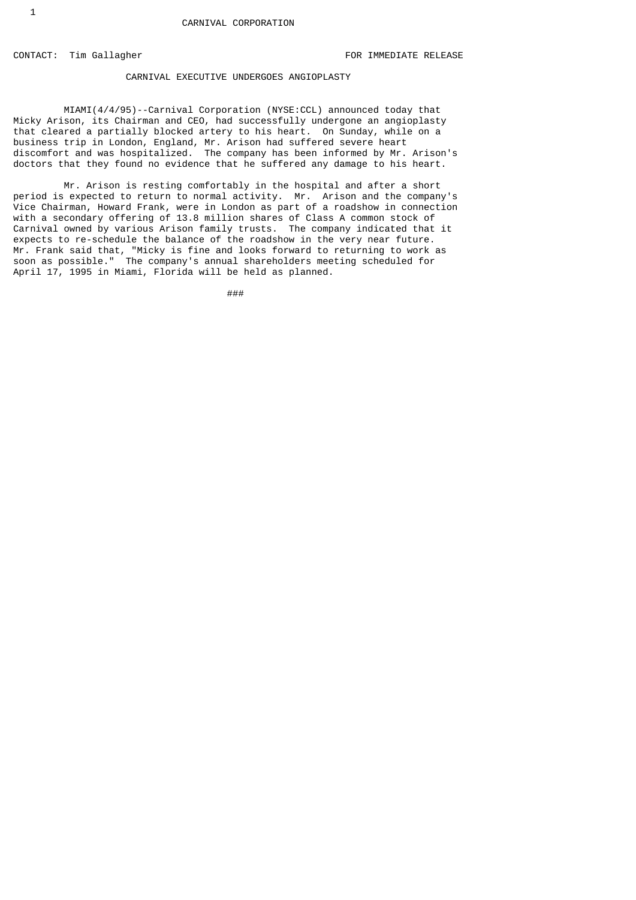CARNIVAL CORPORATION

CONTACT: Tim Gallagher FOR IMMEDIATE RELEASE

CARNIVAL EXECUTIVE UNDERGOES ANGIOPLASTY

MIAMI(4/4/95)--Carnival Corporation (NYSE:CCL) announced today that Micky Arison, its Chairman and CEO, had successfully undergone an angioplasty that cleared a partially blocked artery to his heart. On Sunday, while on a business trip in London, England, Mr. Arison had suffered severe heart discomfort and was hospitalized. The company has been informed by Mr. Arison's doctors that they found no evidence that he suffered any damage to his heart.

Mr. Arison is resting comfortably in the hospital and after a short period is expected to return to normal activity. Mr. Arison and the company's Vice Chairman, Howard Frank, were in London as part of a roadshow in connection with a secondary offering of 13.8 million shares of Class A common stock of Carnival owned by various Arison family trusts. The company indicated that it expects to re-schedule the balance of the roadshow in the very near future. Mr. Frank said that, "Micky is fine and looks forward to returning to work as soon as possible." The company's annual shareholders meeting scheduled for April 17, 1995 in Miami, Florida will be held as planned.

###